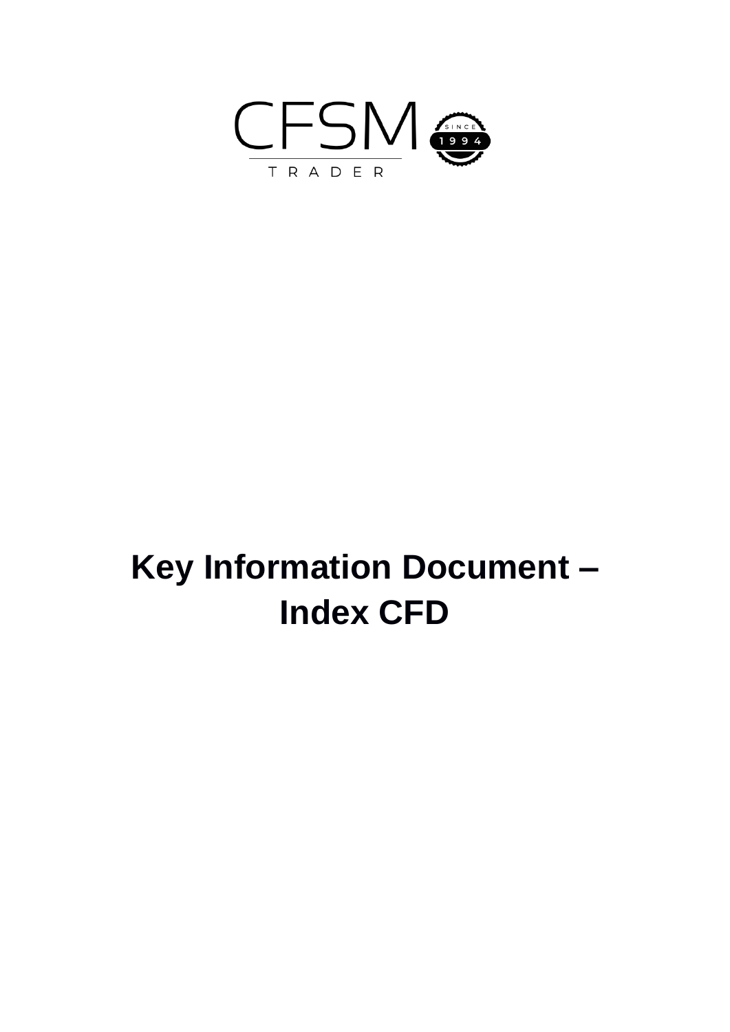CFSM TRADER SINCE 1994

# Key Information Document – Index CFD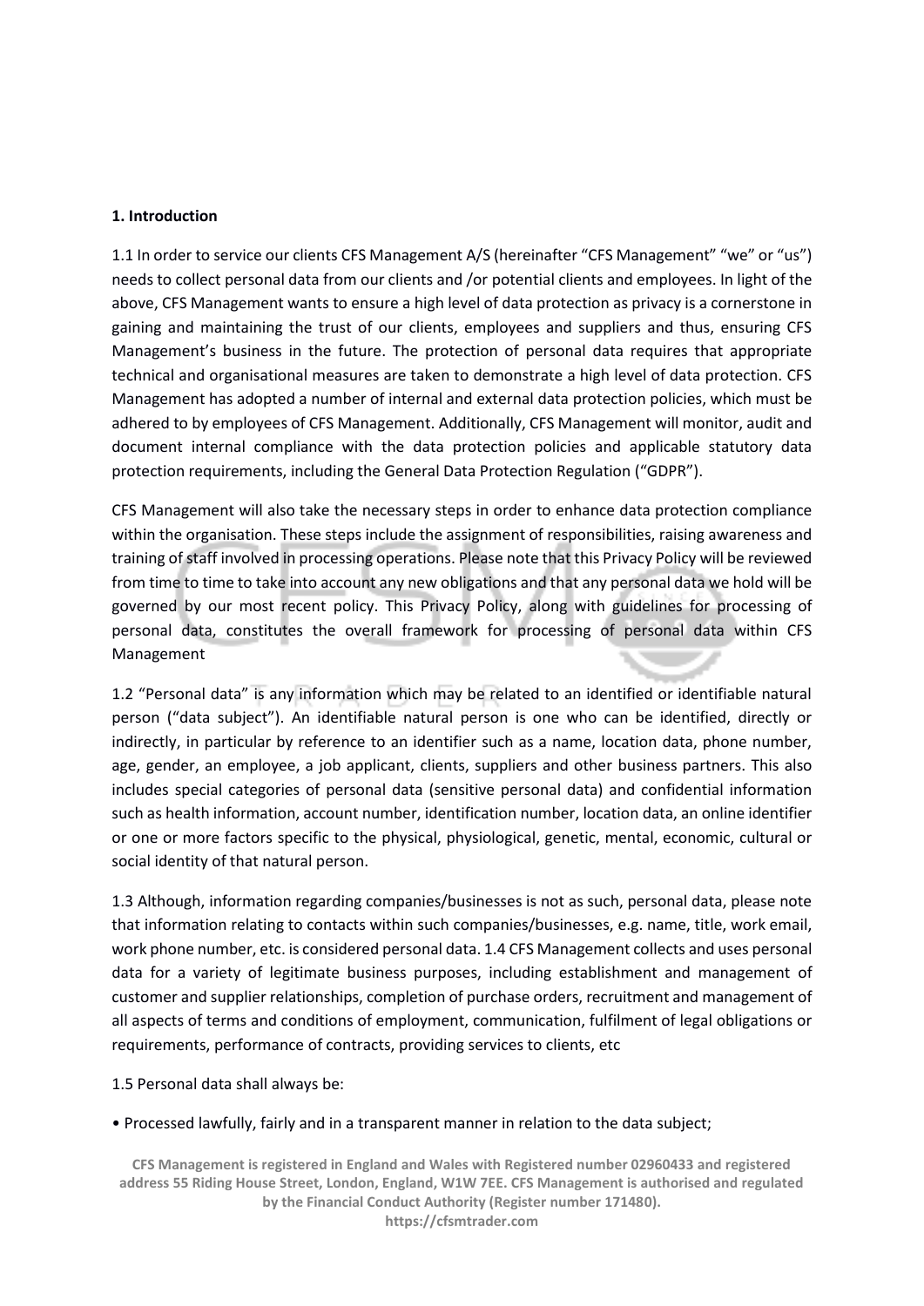**1. Introduction**

1.1 In order to service our clients CFS Management A/S (hereinafter "CFS Management" "we" or "us") needs to collect personal data from our clients and /or potential clients and employees. In light of the above, CFS Management wants to ensure a high level of data protection as privacy is a cornerstone in gaining and maintaining the trust of our clients, employees and suppliers and thus, ensuring CFS Management's business in the future. The protection of personal data requires that appropriate technical and organisational measures are taken to demonstrate a high level of data protection. CFS Management has adopted a number of internal and external data protection policies, which must be adhered to by employees of CFS Management. Additionally, CFS Management will monitor, audit and document internal compliance with the data protection policies and applicable statutory data protection requirements, including the General Data Protection Regulation ("GDPR").

CFS Management will also take the necessary steps in order to enhance data protection compliance within the organisation. These steps include the assignment of responsibilities, raising awareness and training of staff involved in processing operations. Please note that this Privacy Policy will be reviewed from time to time to take into account any new obligations and that any personal data we hold will be governed by our most recent policy. This Privacy Policy, along with guidelines for processing of personal data, constitutes the overall framework for processing of personal data within CFS Management

1.2 "Personal data" is any information which may be related to an identified or identifiable natural person ("data subject"). An identifiable natural person is one who can be identified, directly or indirectly, in particular by reference to an identifier such as a name, location data, phone number, age, gender, an employee, a job applicant, clients, suppliers and other business partners. This also includes special categories of personal data (sensitive personal data) and confidential information such as health information, account number, identification number, location data, an online identifier or one or more factors specific to the physical, physiological, genetic, mental, economic, cultural or social identity of that natural person.

1.3 Although, information regarding companies/businesses is not as such, personal data, please note that information relating to contacts within such companies/businesses, e.g. name, title, work email, work phone number, etc. is considered personal data. 1.4 CFS Management collects and uses personal data for a variety of legitimate business purposes, including establishment and management of customer and supplier relationships, completion of purchase orders, recruitment and management of all aspects of terms and conditions of employment, communication, fulfilment of legal obligations or requirements, performance of contracts, providing services to clients, etc

1.5 Personal data shall always be:

- Processed lawfully, fairly and in a transparent manner in relation to the data subject;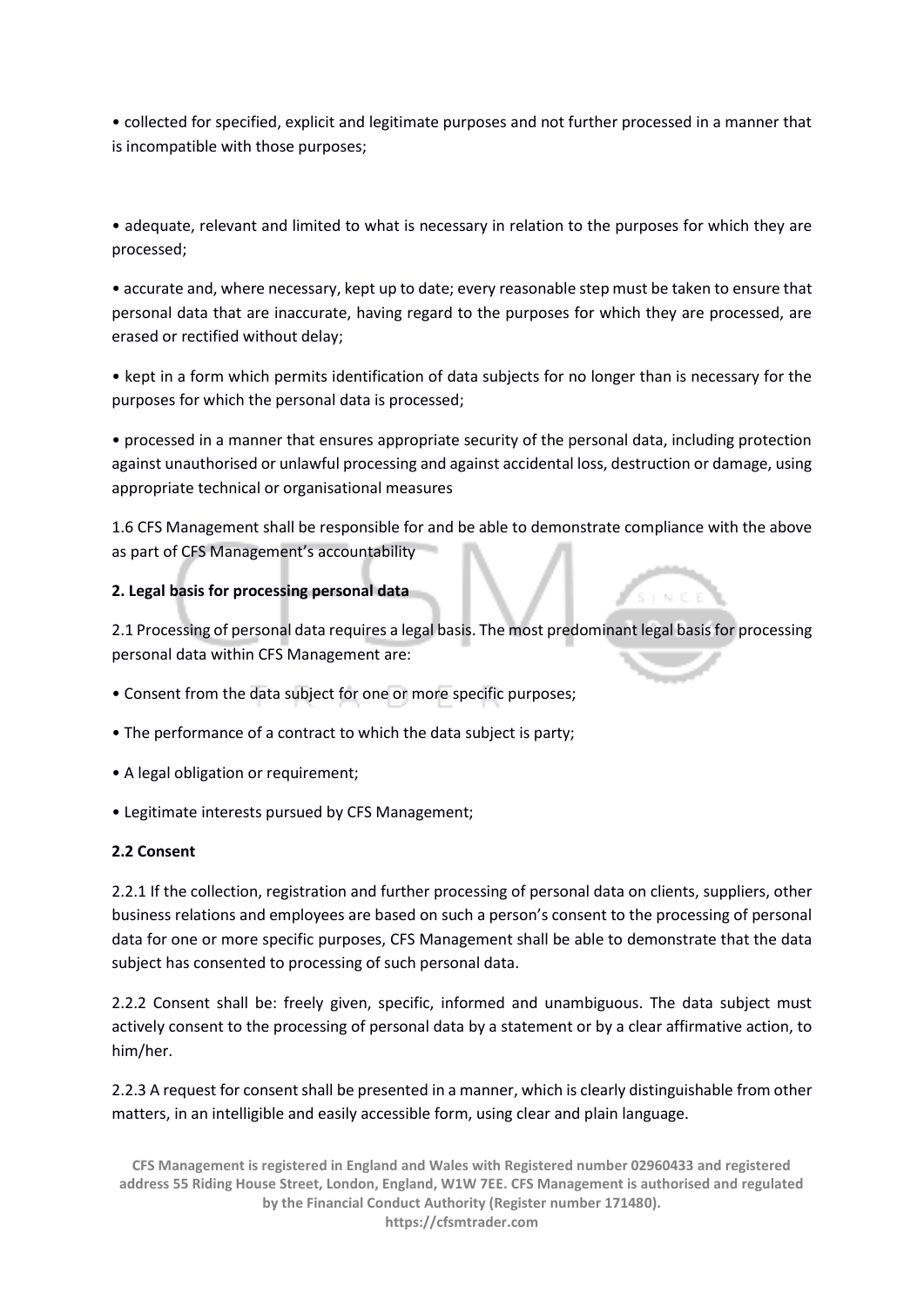• collected for specified, explicit and legitimate purposes and not further processed in a manner that is incompatible with those purposes;

• adequate, relevant and limited to what is necessary in relation to the purposes for which they are processed;

• accurate and, where necessary, kept up to date; every reasonable step must be taken to ensure that personal data that are inaccurate, having regard to the purposes for which they are processed, are erased or rectified without delay;

• kept in a form which permits identification of data subjects for no longer than is necessary for the purposes for which the personal data is processed;

• processed in a manner that ensures appropriate security of the personal data, including protection against unauthorised or unlawful processing and against accidental loss, destruction or damage, using appropriate technical or organisational measures

1.6 CFS Management shall be responsible for and be able to demonstrate compliance with the above as part of CFS Management's accountability

**2. Legal basis for processing personal data**

2.1 Processing of personal data requires a legal basis. The most predominant legal basis for processing personal data within CFS Management are:

• Consent from the data subject for one or more specific purposes;

• The performance of a contract to which the data subject is party;

• A legal obligation or requirement;

• Legitimate interests pursued by CFS Management;

**2.2 Consent**

2.2.1 If the collection, registration and further processing of personal data on clients, suppliers, other business relations and employees are based on such a person's consent to the processing of personal data for one or more specific purposes, CFS Management shall be able to demonstrate that the data subject has consented to processing of such personal data.

2.2.2 Consent shall be: freely given, specific, informed and unambiguous. The data subject must actively consent to the processing of personal data by a statement or by a clear affirmative action, to him/her.

2.2.3 A request for consent shall be presented in a manner, which is clearly distinguishable from other matters, in an intelligible and easily accessible form, using clear and plain language.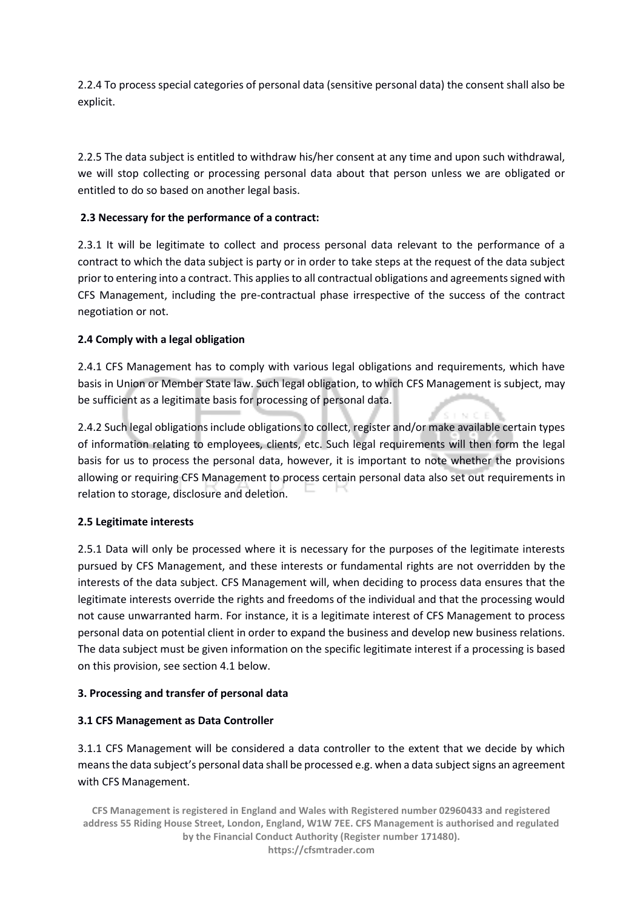2.2.4 To process special categories of personal data (sensitive personal data) the consent shall also be explicit.

2.2.5 The data subject is entitled to withdraw his/her consent at any time and upon such withdrawal, we will stop collecting or processing personal data about that person unless we are obligated or entitled to do so based on another legal basis.

**2.3 Necessary for the performance of a contract:**

2.3.1 It will be legitimate to collect and process personal data relevant to the performance of a contract to which the data subject is party or in order to take steps at the request of the data subject prior to entering into a contract. This applies to all contractual obligations and agreements signed with CFS Management, including the pre-contractual phase irrespective of the success of the contract negotiation or not.

**2.4 Comply with a legal obligation**

2.4.1 CFS Management has to comply with various legal obligations and requirements, which have basis in Union or Member State law. Such legal obligation, to which CFS Management is subject, may be sufficient as a legitimate basis for processing of personal data.

2.4.2 Such legal obligations include obligations to collect, register and/or make available certain types of information relating to employees, clients, etc. Such legal requirements will then form the legal basis for us to process the personal data, however, it is important to note whether the provisions allowing or requiring CFS Management to process certain personal data also set out requirements in relation to storage, disclosure and deletion.

**2.5 Legitimate interests**

2.5.1 Data will only be processed where it is necessary for the purposes of the legitimate interests pursued by CFS Management, and these interests or fundamental rights are not overridden by the interests of the data subject. CFS Management will, when deciding to process data ensures that the legitimate interests override the rights and freedoms of the individual and that the processing would not cause unwarranted harm. For instance, it is a legitimate interest of CFS Management to process personal data on potential client in order to expand the business and develop new business relations. The data subject must be given information on the specific legitimate interest if a processing is based on this provision, see section 4.1 below.

**3. Processing and transfer of personal data**

**3.1 CFS Management as Data Controller**

3.1.1 CFS Management will be considered a data controller to the extent that we decide by which means the data subject's personal data shall be processed e.g. when a data subject signs an agreement with CFS Management.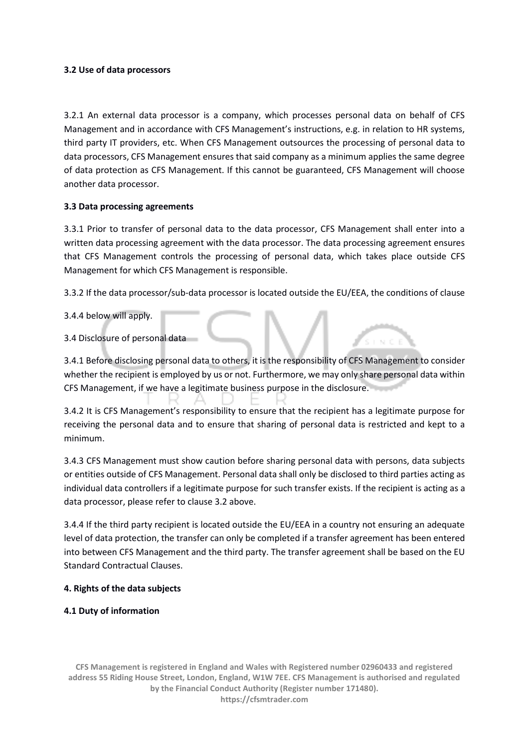### 3.2 Use of data processors

3.2.1 An external data processor is a company, which processes personal data on behalf of CFS Management and in accordance with CFS Management's instructions, e.g. in relation to HR systems, third party IT providers, etc. When CFS Management outsources the processing of personal data to data processors, CFS Management ensures that said company as a minimum applies the same degree of data protection as CFS Management. If this cannot be guaranteed, CFS Management will choose another data processor.

### 3.3 Data processing agreements

3.3.1 Prior to transfer of personal data to the data processor, CFS Management shall enter into a written data processing agreement with the data processor. The data processing agreement ensures that CFS Management controls the processing of personal data, which takes place outside CFS Management for which CFS Management is responsible.

3.3.2 If the data processor/sub-data processor is located outside the EU/EEA, the conditions of clause 3.4.4 below will apply.

3.4 Disclosure of personal data

3.4.1 Before disclosing personal data to others, it is the responsibility of CFS Management to consider whether the recipient is employed by us or not. Furthermore, we may only share personal data within CFS Management, if we have a legitimate business purpose in the disclosure.

3.4.2 It is CFS Management's responsibility to ensure that the recipient has a legitimate purpose for receiving the personal data and to ensure that sharing of personal data is restricted and kept to a minimum.

3.4.3 CFS Management must show caution before sharing personal data with persons, data subjects or entities outside of CFS Management. Personal data shall only be disclosed to third parties acting as individual data controllers if a legitimate purpose for such transfer exists. If the recipient is acting as a data processor, please refer to clause 3.2 above.

3.4.4 If the third party recipient is located outside the EU/EEA in a country not ensuring an adequate level of data protection, the transfer can only be completed if a transfer agreement has been entered into between CFS Management and the third party. The transfer agreement shall be based on the EU Standard Contractual Clauses.

## 4. Rights of the data subjects

### 4.1 Duty of information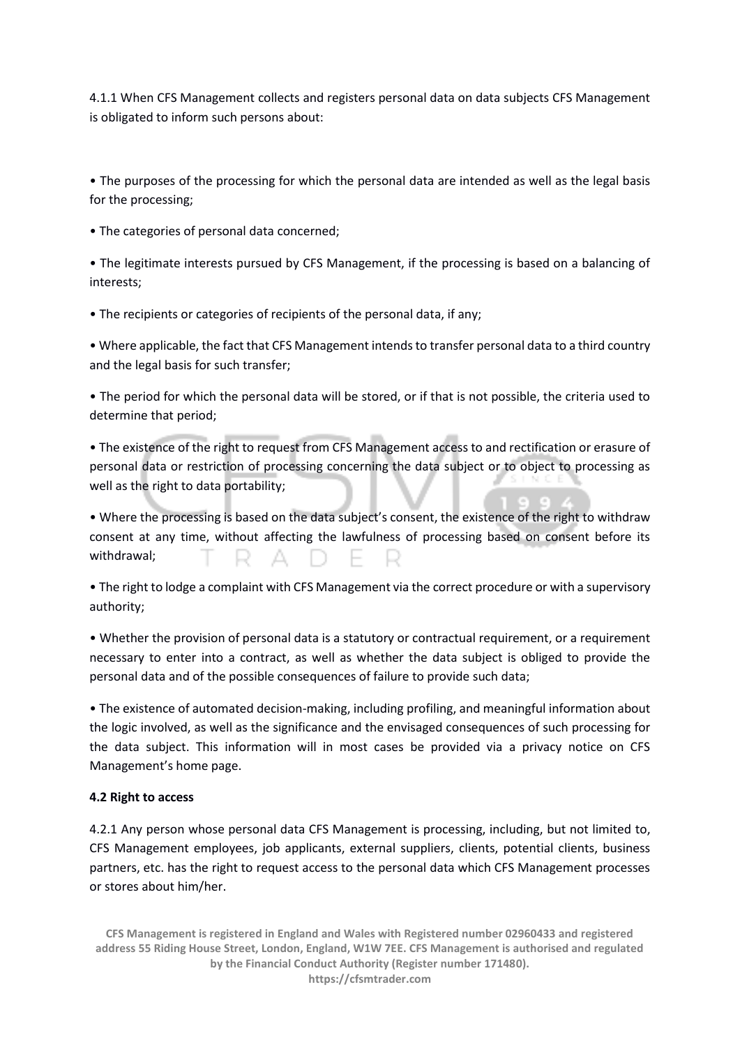4.1.1 When CFS Management collects and registers personal data on data subjects CFS Management is obligated to inform such persons about:

- The purposes of the processing for which the personal data are intended as well as the legal basis for the processing;
- The categories of personal data concerned;
- The legitimate interests pursued by CFS Management, if the processing is based on a balancing of interests;
- The recipients or categories of recipients of the personal data, if any;
- Where applicable, the fact that CFS Management intends to transfer personal data to a third country and the legal basis for such transfer;
- The period for which the personal data will be stored, or if that is not possible, the criteria used to determine that period;
- The existence of the right to request from CFS Management access to and rectification or erasure of personal data or restriction of processing concerning the data subject or to object to processing as well as the right to data portability;
- Where the processing is based on the data subject's consent, the existence of the right to withdraw consent at any time, without affecting the lawfulness of processing based on consent before its withdrawal;
- The right to lodge a complaint with CFS Management via the correct procedure or with a supervisory authority;
- Whether the provision of personal data is a statutory or contractual requirement, or a requirement necessary to enter into a contract, as well as whether the data subject is obliged to provide the personal data and of the possible consequences of failure to provide such data;
- The existence of automated decision-making, including profiling, and meaningful information about the logic involved, as well as the significance and the envisaged consequences of such processing for the data subject. This information will in most cases be provided via a privacy notice on CFS Management's home page.

**4.2 Right to access**

4.2.1 Any person whose personal data CFS Management is processing, including, but not limited to, CFS Management employees, job applicants, external suppliers, clients, potential clients, business partners, etc. has the right to request access to the personal data which CFS Management processes or stores about him/her.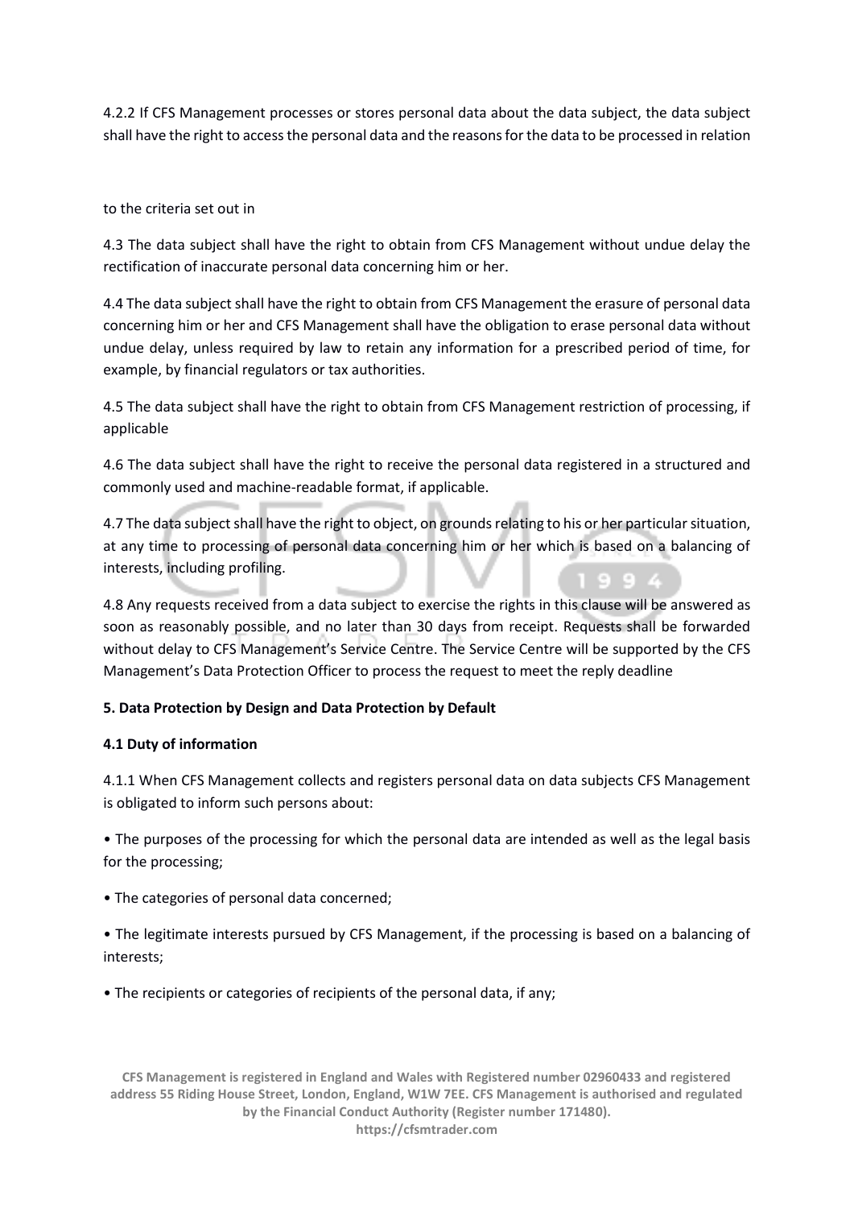4.2.2 If CFS Management processes or stores personal data about the data subject, the data subject shall have the right to access the personal data and the reasons for the data to be processed in relation

to the criteria set out in

4.3 The data subject shall have the right to obtain from CFS Management without undue delay the rectification of inaccurate personal data concerning him or her.

4.4 The data subject shall have the right to obtain from CFS Management the erasure of personal data concerning him or her and CFS Management shall have the obligation to erase personal data without undue delay, unless required by law to retain any information for a prescribed period of time, for example, by financial regulators or tax authorities.

4.5 The data subject shall have the right to obtain from CFS Management restriction of processing, if applicable

4.6 The data subject shall have the right to receive the personal data registered in a structured and commonly used and machine-readable format, if applicable.

4.7 The data subject shall have the right to object, on grounds relating to his or her particular situation, at any time to processing of personal data concerning him or her which is based on a balancing of interests, including profiling.

4.8 Any requests received from a data subject to exercise the rights in this clause will be answered as soon as reasonably possible, and no later than 30 days from receipt. Requests shall be forwarded without delay to CFS Management's Service Centre. The Service Centre will be supported by the CFS Management's Data Protection Officer to process the request to meet the reply deadline

**5. Data Protection by Design and Data Protection by Default**

**4.1 Duty of information**

4.1.1 When CFS Management collects and registers personal data on data subjects CFS Management is obligated to inform such persons about:

- The purposes of the processing for which the personal data are intended as well as the legal basis for the processing;
- The categories of personal data concerned;
- The legitimate interests pursued by CFS Management, if the processing is based on a balancing of interests;
- The recipients or categories of recipients of the personal data, if any;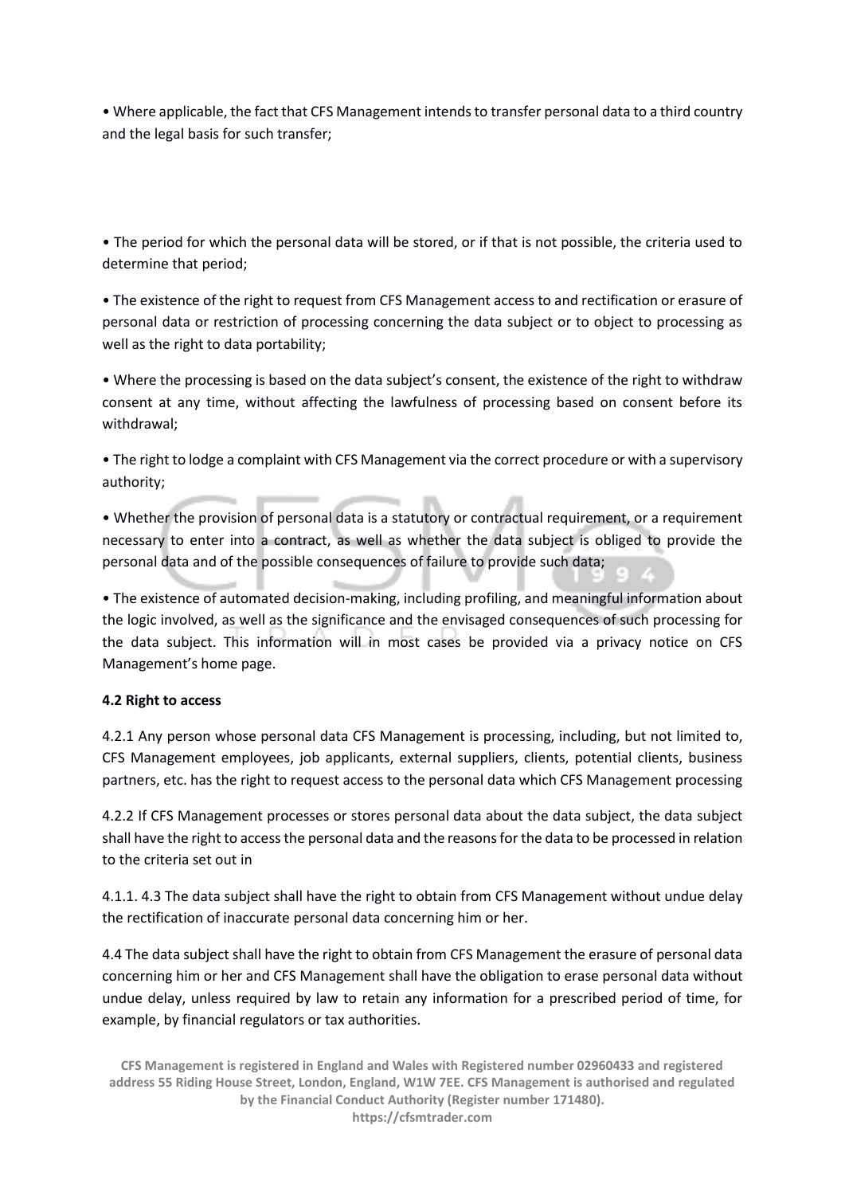- Where applicable, the fact that CFS Management intends to transfer personal data to a third country and the legal basis for such transfer;

- The period for which the personal data will be stored, or if that is not possible, the criteria used to determine that period;

- The existence of the right to request from CFS Management access to and rectification or erasure of personal data or restriction of processing concerning the data subject or to object to processing as well as the right to data portability;

- Where the processing is based on the data subject's consent, the existence of the right to withdraw consent at any time, without affecting the lawfulness of processing based on consent before its withdrawal;

- The right to lodge a complaint with CFS Management via the correct procedure or with a supervisory authority;

- Whether the provision of personal data is a statutory or contractual requirement, or a requirement necessary to enter into a contract, as well as whether the data subject is obliged to provide the personal data and of the possible consequences of failure to provide such data;

- The existence of automated decision-making, including profiling, and meaningful information about the logic involved, as well as the significance and the envisaged consequences of such processing for the data subject. This information will in most cases be provided via a privacy notice on CFS Management's home page.

**4.2 Right to access**

4.2.1 Any person whose personal data CFS Management is processing, including, but not limited to, CFS Management employees, job applicants, external suppliers, clients, potential clients, business partners, etc. has the right to request access to the personal data which CFS Management processing

4.2.2 If CFS Management processes or stores personal data about the data subject, the data subject shall have the right to access the personal data and the reasons for the data to be processed in relation to the criteria set out in

4.1.1. 4.3 The data subject shall have the right to obtain from CFS Management without undue delay the rectification of inaccurate personal data concerning him or her.

4.4 The data subject shall have the right to obtain from CFS Management the erasure of personal data concerning him or her and CFS Management shall have the obligation to erase personal data without undue delay, unless required by law to retain any information for a prescribed period of time, for example, by financial regulators or tax authorities.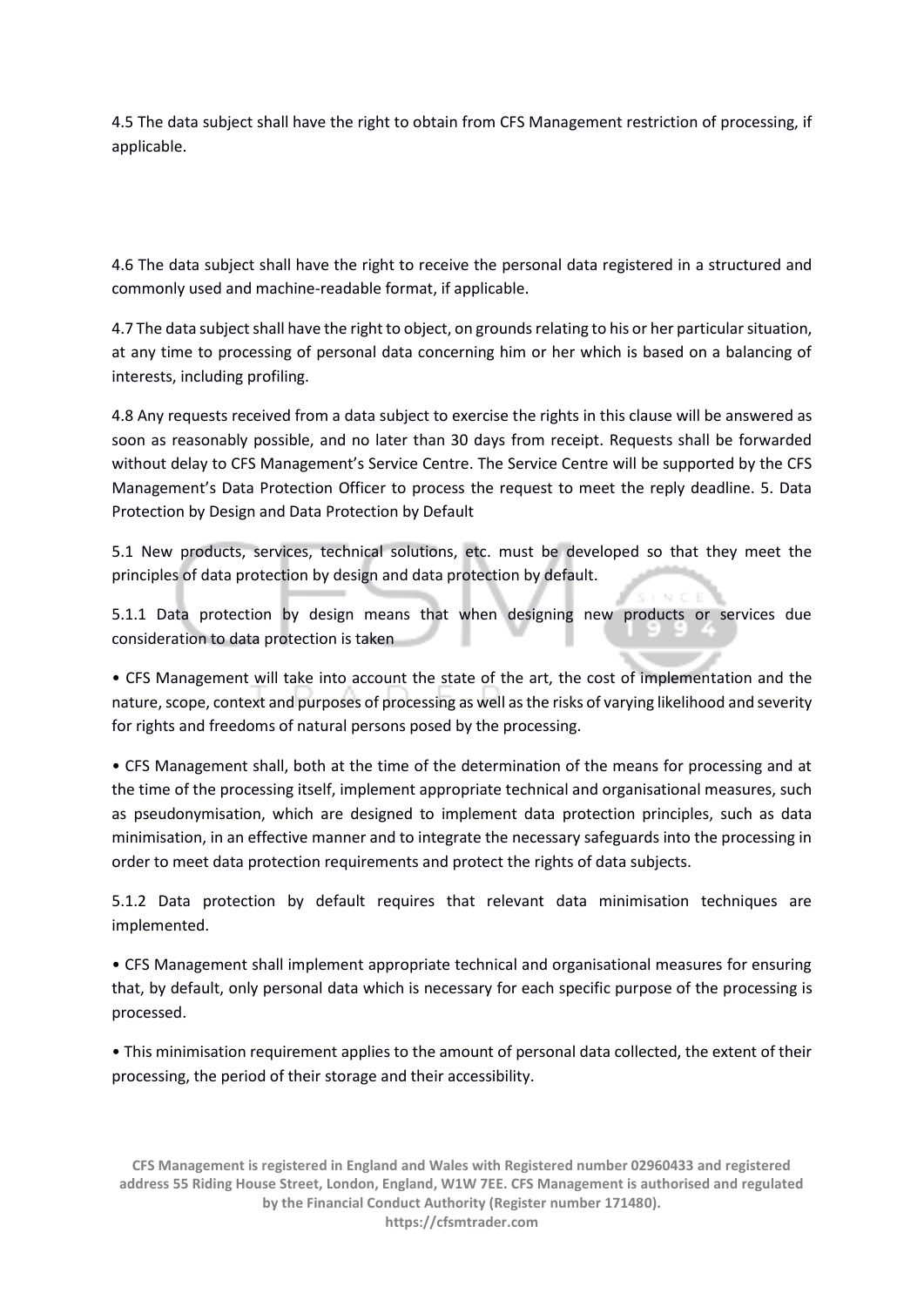4.5 The data subject shall have the right to obtain from CFS Management restriction of processing, if applicable.

4.6 The data subject shall have the right to receive the personal data registered in a structured and commonly used and machine-readable format, if applicable.

4.7 The data subject shall have the right to object, on grounds relating to his or her particular situation, at any time to processing of personal data concerning him or her which is based on a balancing of interests, including profiling.

4.8 Any requests received from a data subject to exercise the rights in this clause will be answered as soon as reasonably possible, and no later than 30 days from receipt. Requests shall be forwarded without delay to CFS Management's Service Centre. The Service Centre will be supported by the CFS Management's Data Protection Officer to process the request to meet the reply deadline. 5. Data Protection by Design and Data Protection by Default

5.1 New products, services, technical solutions, etc. must be developed so that they meet the principles of data protection by design and data protection by default.

5.1.1 Data protection by design means that when designing new products or services due consideration to data protection is taken

- CFS Management will take into account the state of the art, the cost of implementation and the nature, scope, context and purposes of processing as well as the risks of varying likelihood and severity for rights and freedoms of natural persons posed by the processing.

- CFS Management shall, both at the time of the determination of the means for processing and at the time of the processing itself, implement appropriate technical and organisational measures, such as pseudonymisation, which are designed to implement data protection principles, such as data minimisation, in an effective manner and to integrate the necessary safeguards into the processing in order to meet data protection requirements and protect the rights of data subjects.

5.1.2 Data protection by default requires that relevant data minimisation techniques are implemented.

- CFS Management shall implement appropriate technical and organisational measures for ensuring that, by default, only personal data which is necessary for each specific purpose of the processing is processed.

- This minimisation requirement applies to the amount of personal data collected, the extent of their processing, the period of their storage and their accessibility.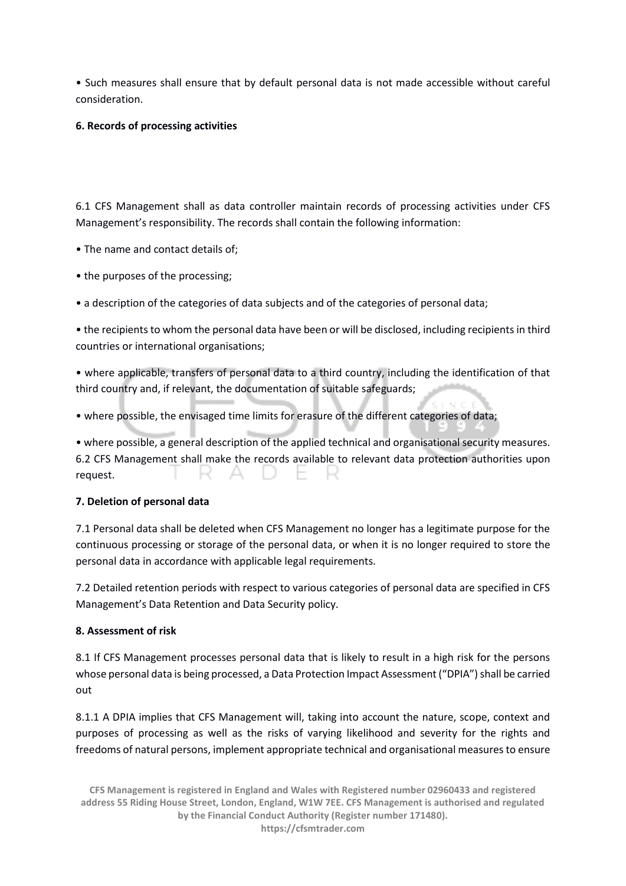• Such measures shall ensure that by default personal data is not made accessible without careful consideration.

**6. Records of processing activities**

6.1 CFS Management shall as data controller maintain records of processing activities under CFS Management's responsibility. The records shall contain the following information:

• The name and contact details of;

• the purposes of the processing;

• a description of the categories of data subjects and of the categories of personal data;

• the recipients to whom the personal data have been or will be disclosed, including recipients in third countries or international organisations;

• where applicable, transfers of personal data to a third country, including the identification of that third country and, if relevant, the documentation of suitable safeguards;

• where possible, the envisaged time limits for erasure of the different categories of data;

• where possible, a general description of the applied technical and organisational security measures.

6.2 CFS Management shall make the records available to relevant data protection authorities upon request.

**7. Deletion of personal data**

7.1 Personal data shall be deleted when CFS Management no longer has a legitimate purpose for the continuous processing or storage of the personal data, or when it is no longer required to store the personal data in accordance with applicable legal requirements.

7.2 Detailed retention periods with respect to various categories of personal data are specified in CFS Management's Data Retention and Data Security policy.

**8. Assessment of risk**

8.1 If CFS Management processes personal data that is likely to result in a high risk for the persons whose personal data is being processed, a Data Protection Impact Assessment ("DPIA") shall be carried out

8.1.1 A DPIA implies that CFS Management will, taking into account the nature, scope, context and purposes of processing as well as the risks of varying likelihood and severity for the rights and freedoms of natural persons, implement appropriate technical and organisational measures to ensure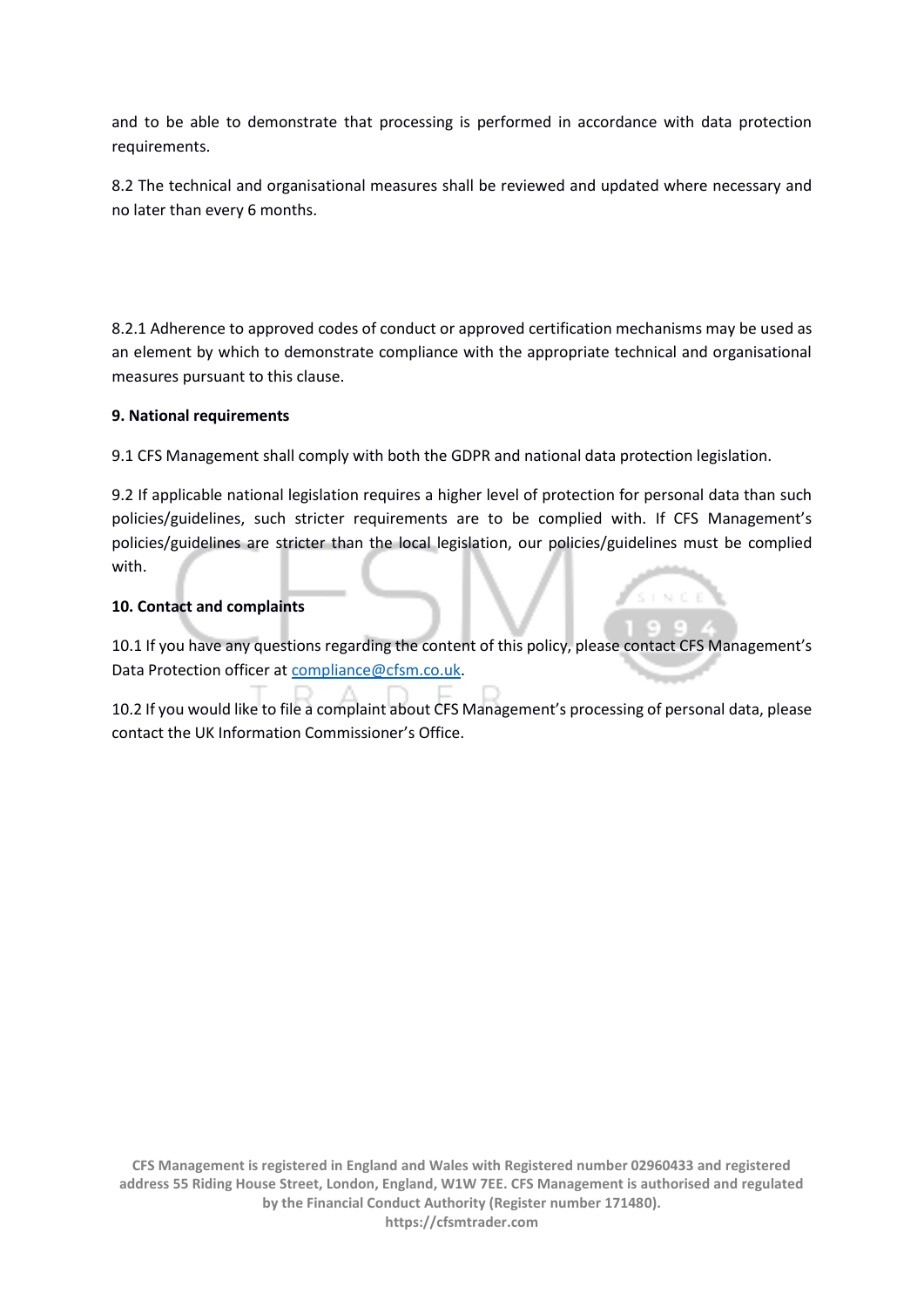and to be able to demonstrate that processing is performed in accordance with data protection requirements.

8.2 The technical and organisational measures shall be reviewed and updated where necessary and no later than every 6 months.

8.2.1 Adherence to approved codes of conduct or approved certification mechanisms may be used as an element by which to demonstrate compliance with the appropriate technical and organisational measures pursuant to this clause.

**9. National requirements**

9.1 CFS Management shall comply with both the GDPR and national data protection legislation.

9.2 If applicable national legislation requires a higher level of protection for personal data than such policies/guidelines, such stricter requirements are to be complied with. If CFS Management's policies/guidelines are stricter than the local legislation, our policies/guidelines must be complied with.

**10. Contact and complaints**

10.1 If you have any questions regarding the content of this policy, please contact CFS Management's Data Protection officer at compliance@cfsm.co.uk.

10.2 If you would like to file a complaint about CFS Management's processing of personal data, please contact the UK Information Commissioner's Office.

**CFS Management is registered in England and Wales with Registered number 02960433 and registered address 55 Riding House Street, London, England, W1W 7EE. CFS Management is authorised and regulated by the Financial Conduct Authority (Register number 171480).**
**https://cfsmtrader.com**